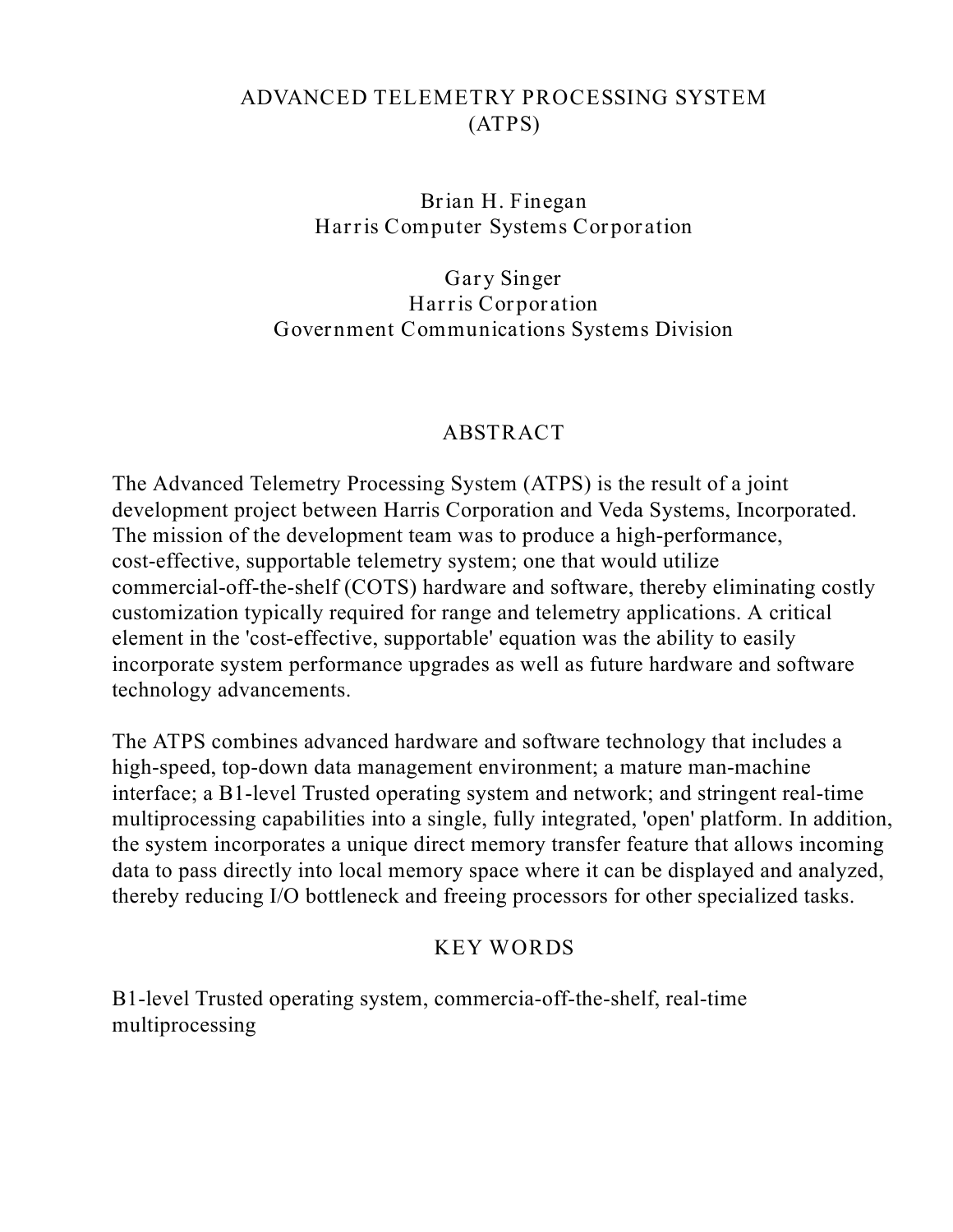# ADVANCED TELEMETRY PROCESSING SYSTEM (ATPS)

Brian H. Finegan
Harris Computer Systems Corporation

Gary Singer
Harris Corporation
Government Communications Systems Division

## ABSTRACT

The Advanced Telemetry Processing System (ATPS) is the result of a joint development project between Harris Corporation and Veda Systems, Incorporated. The mission of the development team was to produce a high-performance, cost-effective, supportable telemetry system; one that would utilize commercial-off-the-shelf (COTS) hardware and software, thereby eliminating costly customization typically required for range and telemetry applications. A critical element in the 'cost-effective, supportable' equation was the ability to easily incorporate system performance upgrades as well as future hardware and software technology advancements.

The ATPS combines advanced hardware and software technology that includes a high-speed, top-down data management environment; a mature man-machine interface; a B1-level Trusted operating system and network; and stringent real-time multiprocessing capabilities into a single, fully integrated, 'open' platform. In addition, the system incorporates a unique direct memory transfer feature that allows incoming data to pass directly into local memory space where it can be displayed and analyzed, thereby reducing I/O bottleneck and freeing processors for other specialized tasks.

## KEY WORDS

B1-level Trusted operating system, commercia-off-the-shelf, real-time multiprocessing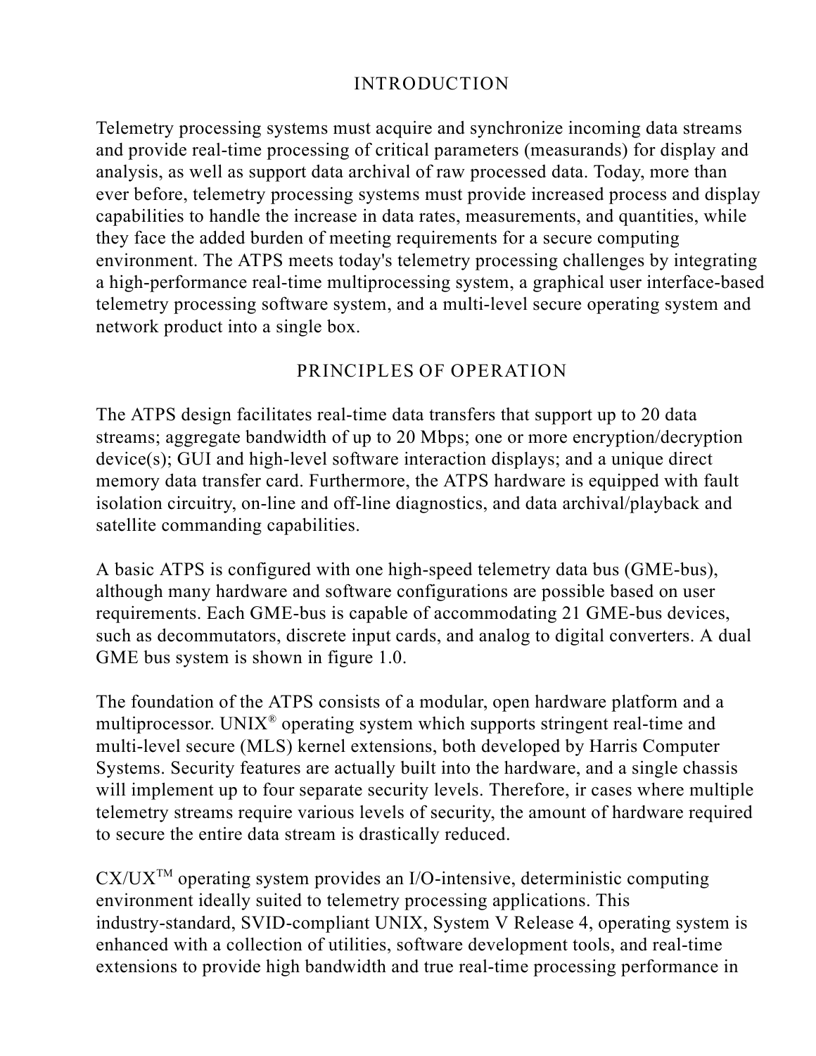## INTRODUCTION

Telemetry processing systems must acquire and synchronize incoming data streams and provide real-time processing of critical parameters (measurands) for display and analysis, as well as support data archival of raw processed data. Today, more than ever before, telemetry processing systems must provide increased process and display capabilities to handle the increase in data rates, measurements, and quantities, while they face the added burden of meeting requirements for a secure computing environment. The ATPS meets today's telemetry processing challenges by integrating a high-performance real-time multiprocessing system, a graphical user interface-based telemetry processing software system, and a multi-level secure operating system and network product into a single box.

## PRINCIPLES OF OPERATION

The ATPS design facilitates real-time data transfers that support up to 20 data streams; aggregate bandwidth of up to 20 Mbps; one or more encryption/decryption device(s); GUI and high-level software interaction displays; and a unique direct memory data transfer card. Furthermore, the ATPS hardware is equipped with fault isolation circuitry, on-line and off-line diagnostics, and data archival/playback and satellite commanding capabilities.

A basic ATPS is configured with one high-speed telemetry data bus (GME-bus), although many hardware and software configurations are possible based on user requirements. Each GME-bus is capable of accommodating 21 GME-bus devices, such as decommutators, discrete input cards, and analog to digital converters. A dual GME bus system is shown in figure 1.0.

The foundation of the ATPS consists of a modular, open hardware platform and a multiprocessor. UNIX® operating system which supports stringent real-time and multi-level secure (MLS) kernel extensions, both developed by Harris Computer Systems. Security features are actually built into the hardware, and a single chassis will implement up to four separate security levels. Therefore, ir cases where multiple telemetry streams require various levels of security, the amount of hardware required to secure the entire data stream is drastically reduced.

CX/UX™ operating system provides an I/O-intensive, deterministic computing environment ideally suited to telemetry processing applications. This industry-standard, SVID-compliant UNIX, System V Release 4, operating system is enhanced with a collection of utilities, software development tools, and real-time extensions to provide high bandwidth and true real-time processing performance in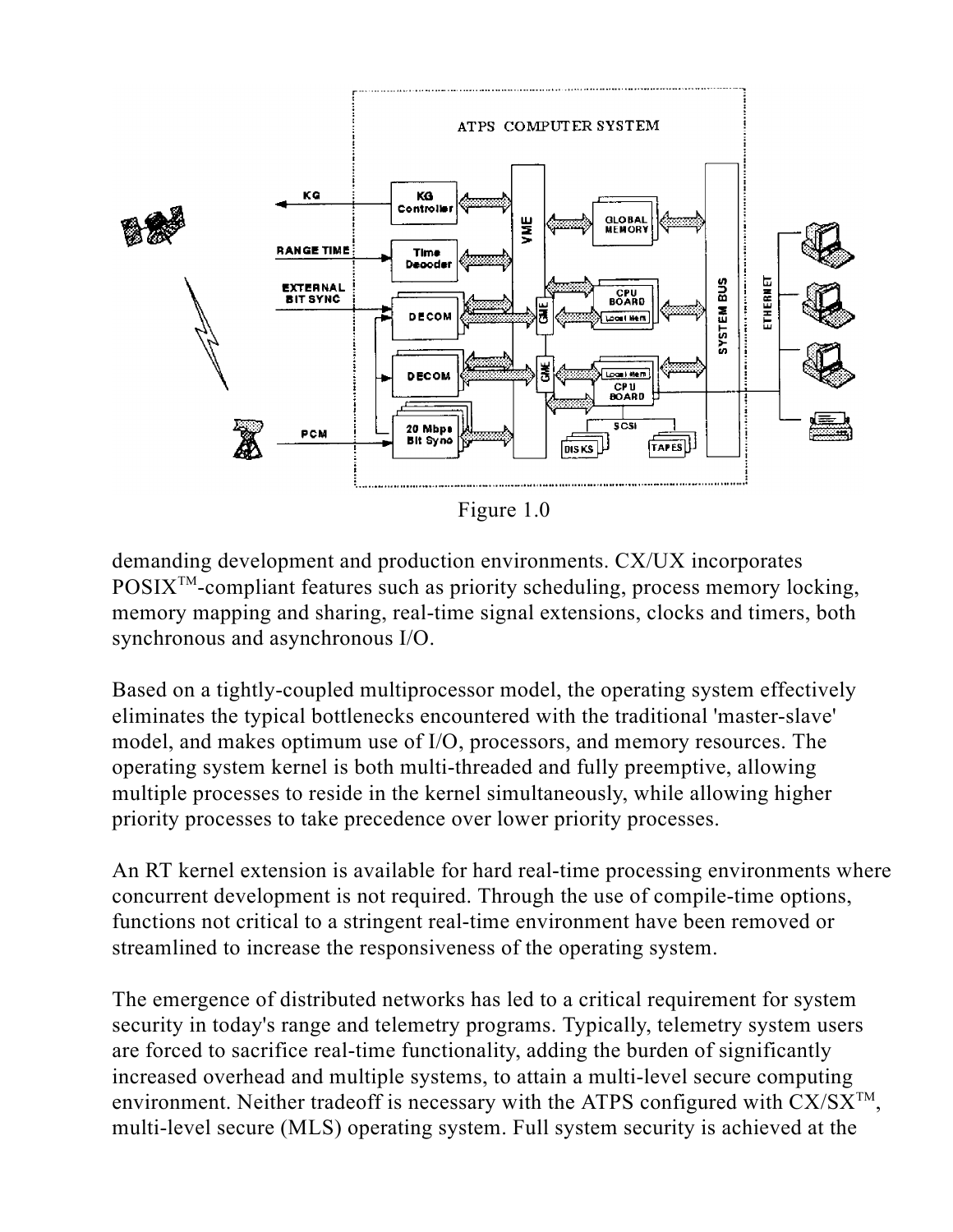Figure 1.0

demanding development and production environments. CX/UX incorporates POSIX™-compliant features such as priority scheduling, process memory locking, memory mapping and sharing, real-time signal extensions, clocks and timers, both synchronous and asynchronous I/O.

Based on a tightly-coupled multiprocessor model, the operating system effectively eliminates the typical bottlenecks encountered with the traditional 'master-slave' model, and makes optimum use of I/O, processors, and memory resources. The operating system kernel is both multi-threaded and fully preemptive, allowing multiple processes to reside in the kernel simultaneously, while allowing higher priority processes to take precedence over lower priority processes.

An RT kernel extension is available for hard real-time processing environments where concurrent development is not required. Through the use of compile-time options, functions not critical to a stringent real-time environment have been removed or streamlined to increase the responsiveness of the operating system.

The emergence of distributed networks has led to a critical requirement for system security in today's range and telemetry programs. Typically, telemetry system users are forced to sacrifice real-time functionality, adding the burden of significantly increased overhead and multiple systems, to attain a multi-level secure computing environment. Neither tradeoff is necessary with the ATPS configured with CX/SX™, multi-level secure (MLS) operating system. Full system security is achieved at the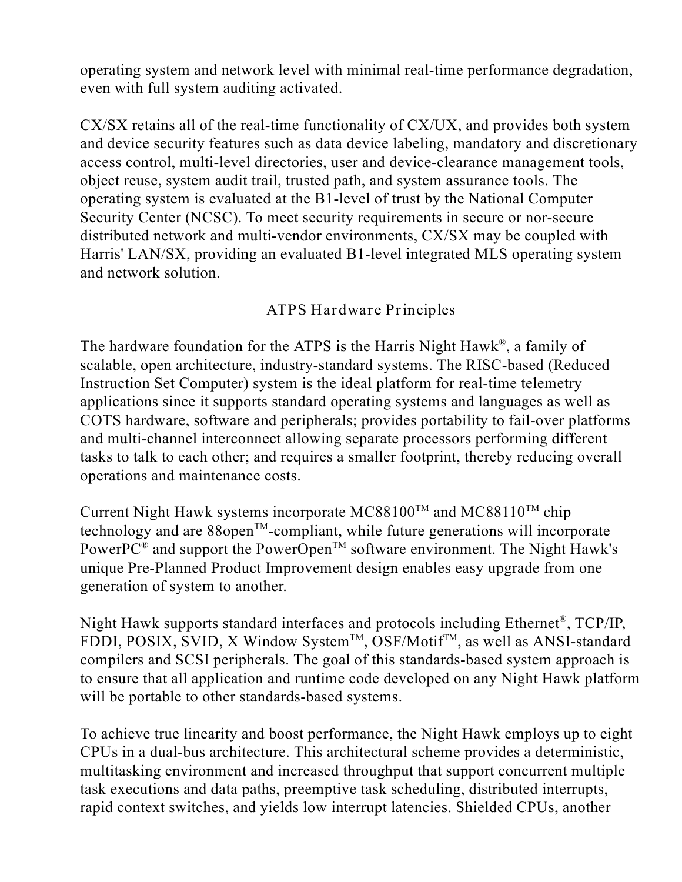operating system and network level with minimal real-time performance degradation, even with full system auditing activated.

CX/SX retains all of the real-time functionality of CX/UX, and provides both system and device security features such as data device labeling, mandatory and discretionary access control, multi-level directories, user and device-clearance management tools, object reuse, system audit trail, trusted path, and system assurance tools. The operating system is evaluated at the B1-level of trust by the National Computer Security Center (NCSC). To meet security requirements in secure or nor-secure distributed network and multi-vendor environments, CX/SX may be coupled with Harris' LAN/SX, providing an evaluated B1-level integrated MLS operating system and network solution.

## ATPS Hardware Principles

The hardware foundation for the ATPS is the Harris Night Hawk®, a family of scalable, open architecture, industry-standard systems. The RISC-based (Reduced Instruction Set Computer) system is the ideal platform for real-time telemetry applications since it supports standard operating systems and languages as well as COTS hardware, software and peripherals; provides portability to fail-over platforms and multi-channel interconnect allowing separate processors performing different tasks to talk to each other; and requires a smaller footprint, thereby reducing overall operations and maintenance costs.

Current Night Hawk systems incorporate MC88100™ and MC88110™ chip technology and are 88open™-compliant, while future generations will incorporate PowerPC® and support the PowerOpen™ software environment. The Night Hawk's unique Pre-Planned Product Improvement design enables easy upgrade from one generation of system to another.

Night Hawk supports standard interfaces and protocols including Ethernet®, TCP/IP, FDDI, POSIX, SVID, X Window System™, OSF/Motif™, as well as ANSI-standard compilers and SCSI peripherals. The goal of this standards-based system approach is to ensure that all application and runtime code developed on any Night Hawk platform will be portable to other standards-based systems.

To achieve true linearity and boost performance, the Night Hawk employs up to eight CPUs in a dual-bus architecture. This architectural scheme provides a deterministic, multitasking environment and increased throughput that support concurrent multiple task executions and data paths, preemptive task scheduling, distributed interrupts, rapid context switches, and yields low interrupt latencies. Shielded CPUs, another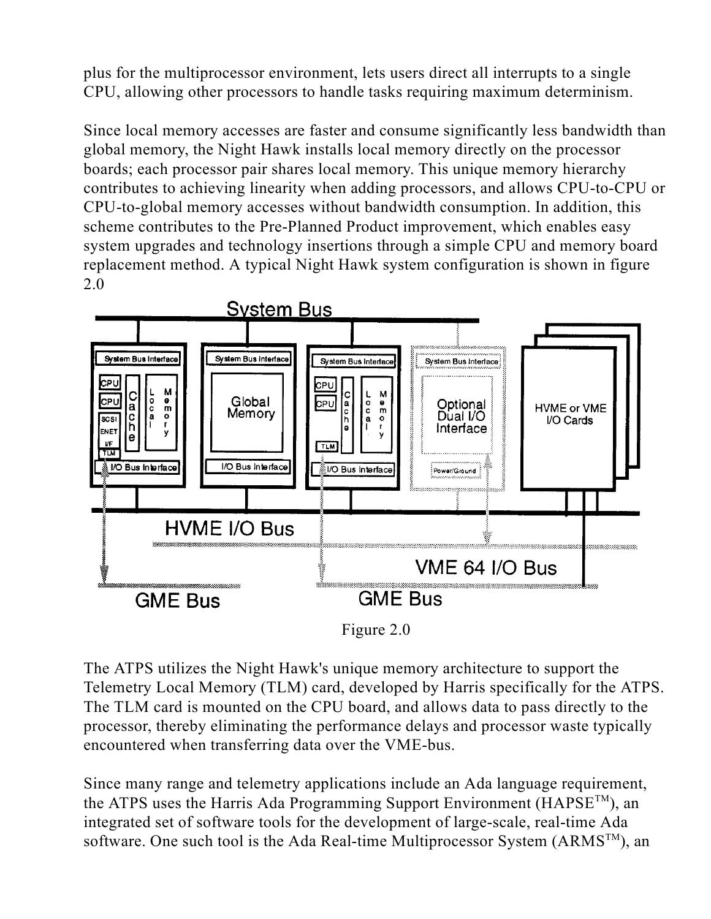plus for the multiprocessor environment, lets users direct all interrupts to a single CPU, allowing other processors to handle tasks requiring maximum determinism.

Since local memory accesses are faster and consume significantly less bandwidth than global memory, the Night Hawk installs local memory directly on the processor boards; each processor pair shares local memory. This unique memory hierarchy contributes to achieving linearity when adding processors, and allows CPU-to-CPU or CPU-to-global memory accesses without bandwidth consumption. In addition, this scheme contributes to the Pre-Planned Product improvement, which enables easy system upgrades and technology insertions through a simple CPU and memory board replacement method. A typical Night Hawk system configuration is shown in figure 2.0

Figure 2.0

The ATPS utilizes the Night Hawk's unique memory architecture to support the Telemetry Local Memory (TLM) card, developed by Harris specifically for the ATPS. The TLM card is mounted on the CPU board, and allows data to pass directly to the processor, thereby eliminating the performance delays and processor waste typically encountered when transferring data over the VME-bus.

Since many range and telemetry applications include an Ada language requirement, the ATPS uses the Harris Ada Programming Support Environment (HAPSE™), an integrated set of software tools for the development of large-scale, real-time Ada software. One such tool is the Ada Real-time Multiprocessor System (ARMS™), an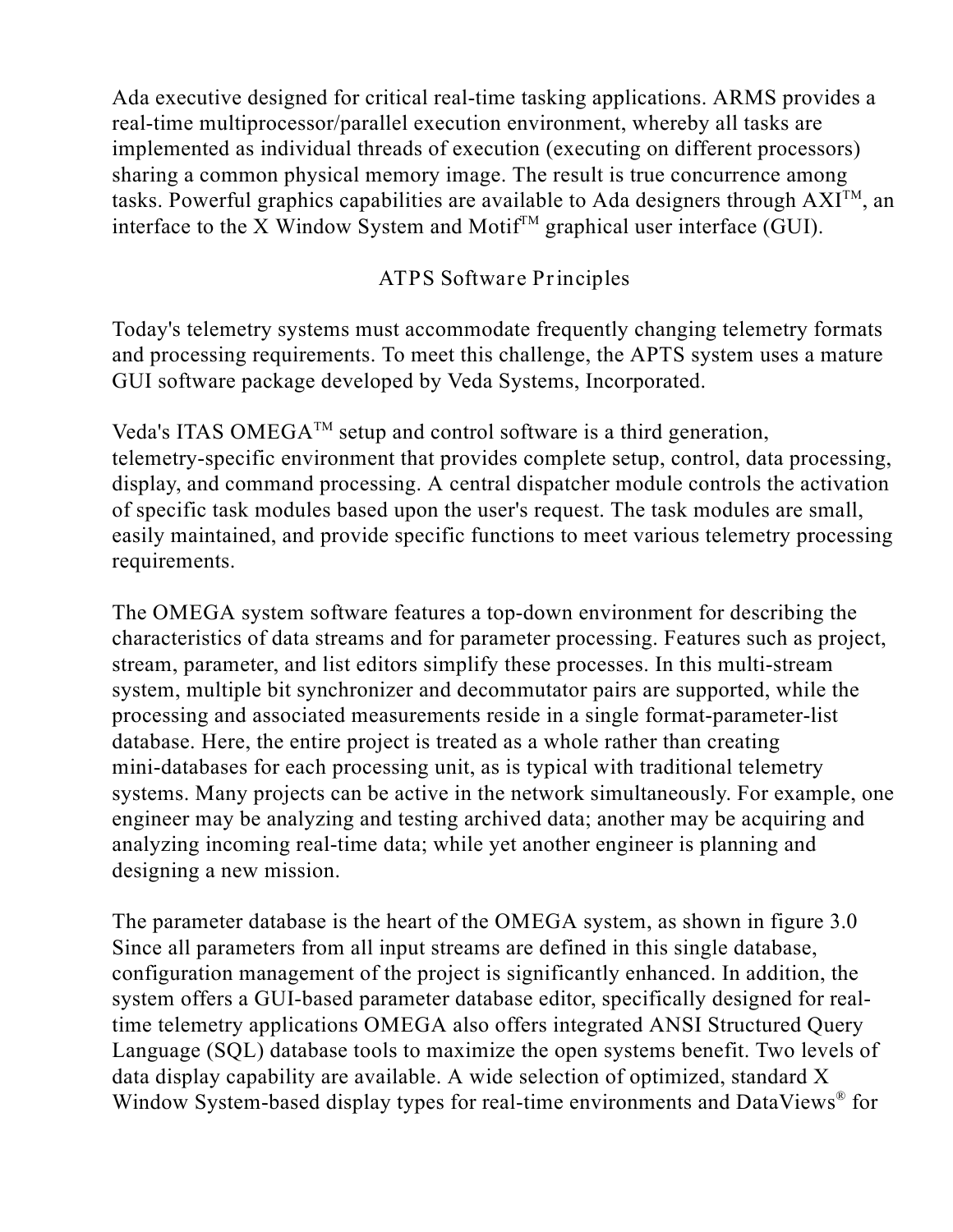Ada executive designed for critical real-time tasking applications. ARMS provides a real-time multiprocessor/parallel execution environment, whereby all tasks are implemented as individual threads of execution (executing on different processors) sharing a common physical memory image. The result is true concurrence among tasks. Powerful graphics capabilities are available to Ada designers through AXI™, an interface to the X Window System and Motif™ graphical user interface (GUI).

## ATPS Software Principles

Today's telemetry systems must accommodate frequently changing telemetry formats and processing requirements. To meet this challenge, the APTS system uses a mature GUI software package developed by Veda Systems, Incorporated.

Veda's ITAS OMEGA™ setup and control software is a third generation, telemetry-specific environment that provides complete setup, control, data processing, display, and command processing. A central dispatcher module controls the activation of specific task modules based upon the user's request. The task modules are small, easily maintained, and provide specific functions to meet various telemetry processing requirements.

The OMEGA system software features a top-down environment for describing the characteristics of data streams and for parameter processing. Features such as project, stream, parameter, and list editors simplify these processes. In this multi-stream system, multiple bit synchronizer and decommutator pairs are supported, while the processing and associated measurements reside in a single format-parameter-list database. Here, the entire project is treated as a whole rather than creating mini-databases for each processing unit, as is typical with traditional telemetry systems. Many projects can be active in the network simultaneously. For example, one engineer may be analyzing and testing archived data; another may be acquiring and analyzing incoming real-time data; while yet another engineer is planning and designing a new mission.

The parameter database is the heart of the OMEGA system, as shown in figure 3.0 Since all parameters from all input streams are defined in this single database, configuration management of the project is significantly enhanced. In addition, the system offers a GUI-based parameter database editor, specifically designed for real-time telemetry applications OMEGA also offers integrated ANSI Structured Query Language (SQL) database tools to maximize the open systems benefit. Two levels of data display capability are available. A wide selection of optimized, standard X Window System-based display types for real-time environments and DataViews® for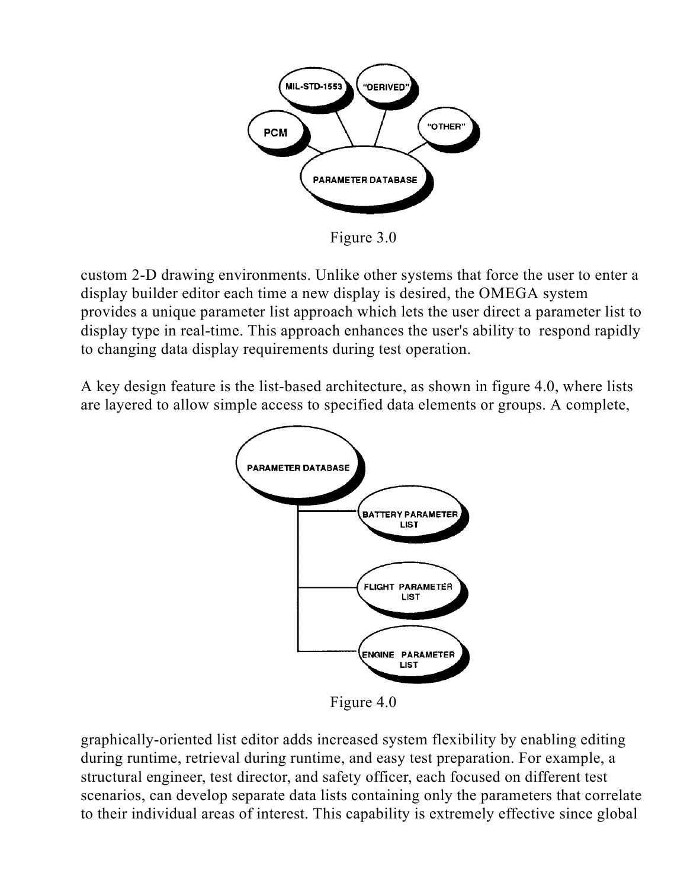Figure 3.0

custom 2-D drawing environments. Unlike other systems that force the user to enter a display builder editor each time a new display is desired, the OMEGA system provides a unique parameter list approach which lets the user direct a parameter list to display type in real-time. This approach enhances the user's ability to respond rapidly to changing data display requirements during test operation.

A key design feature is the list-based architecture, as shown in figure 4.0, where lists are layered to allow simple access to specified data elements or groups. A complete,

Figure 4.0

graphically-oriented list editor adds increased system flexibility by enabling editing during runtime, retrieval during runtime, and easy test preparation. For example, a structural engineer, test director, and safety officer, each focused on different test scenarios, can develop separate data lists containing only the parameters that correlate to their individual areas of interest. This capability is extremely effective since global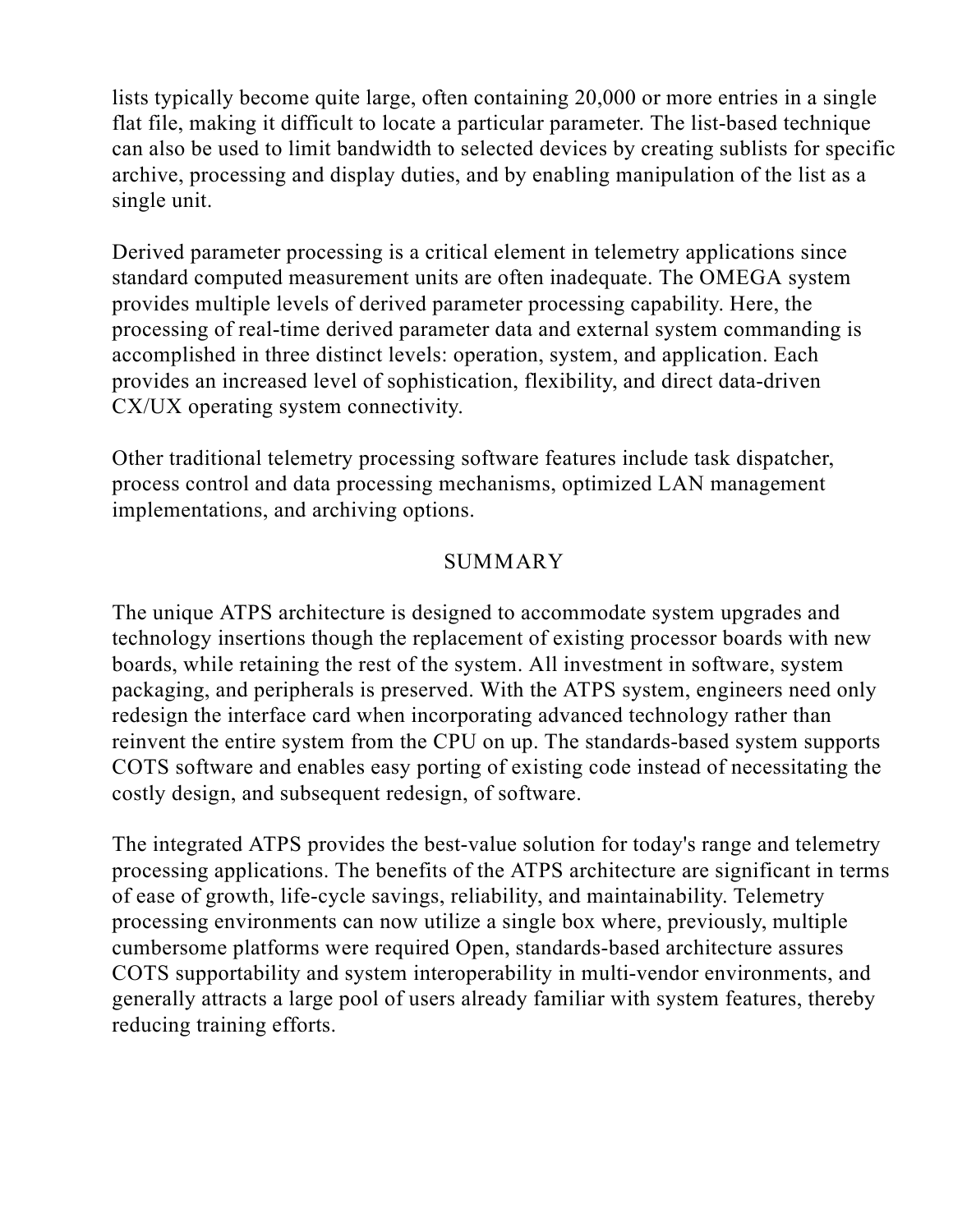lists typically become quite large, often containing 20,000 or more entries in a single flat file, making it difficult to locate a particular parameter. The list-based technique can also be used to limit bandwidth to selected devices by creating sublists for specific archive, processing and display duties, and by enabling manipulation of the list as a single unit.

Derived parameter processing is a critical element in telemetry applications since standard computed measurement units are often inadequate. The OMEGA system provides multiple levels of derived parameter processing capability. Here, the processing of real-time derived parameter data and external system commanding is accomplished in three distinct levels: operation, system, and application. Each provides an increased level of sophistication, flexibility, and direct data-driven CX/UX operating system connectivity.

Other traditional telemetry processing software features include task dispatcher, process control and data processing mechanisms, optimized LAN management implementations, and archiving options.

## SUMMARY

The unique ATPS architecture is designed to accommodate system upgrades and technology insertions though the replacement of existing processor boards with new boards, while retaining the rest of the system. All investment in software, system packaging, and peripherals is preserved. With the ATPS system, engineers need only redesign the interface card when incorporating advanced technology rather than reinvent the entire system from the CPU on up. The standards-based system supports COTS software and enables easy porting of existing code instead of necessitating the costly design, and subsequent redesign, of software.

The integrated ATPS provides the best-value solution for today's range and telemetry processing applications. The benefits of the ATPS architecture are significant in terms of ease of growth, life-cycle savings, reliability, and maintainability. Telemetry processing environments can now utilize a single box where, previously, multiple cumbersome platforms were required Open, standards-based architecture assures COTS supportability and system interoperability in multi-vendor environments, and generally attracts a large pool of users already familiar with system features, thereby reducing training efforts.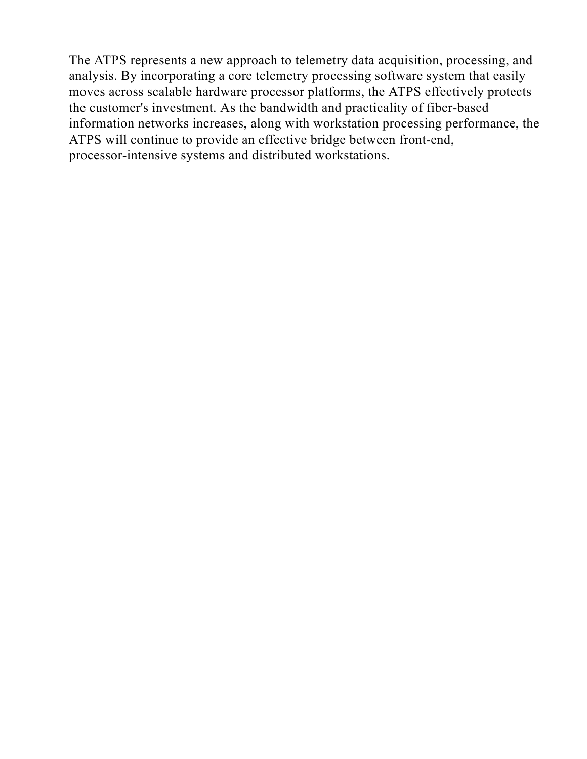The ATPS represents a new approach to telemetry data acquisition, processing, and analysis. By incorporating a core telemetry processing software system that easily moves across scalable hardware processor platforms, the ATPS effectively protects the customer's investment. As the bandwidth and practicality of fiber-based information networks increases, along with workstation processing performance, the ATPS will continue to provide an effective bridge between front-end, processor-intensive systems and distributed workstations.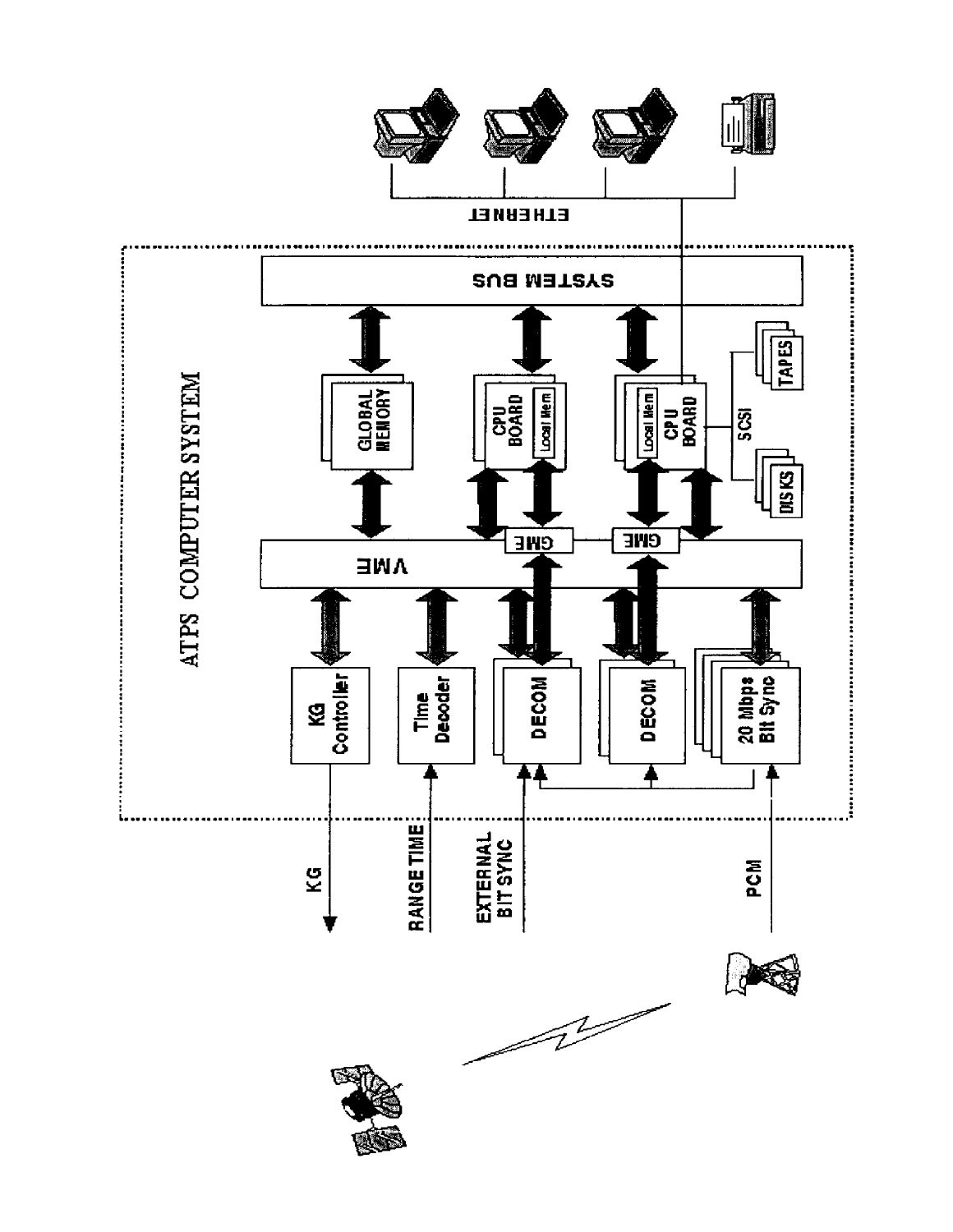ATPS COMPUTER SYSTEM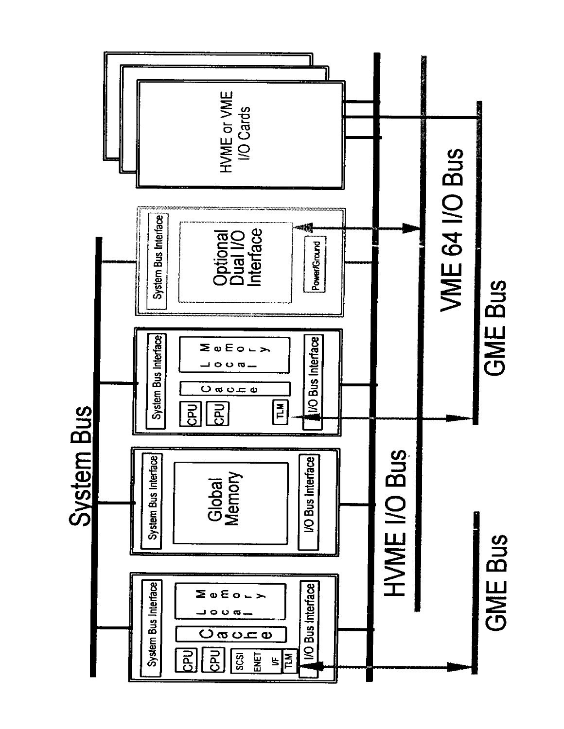System Bus

System Bus Interface

CPU

CPU

SCSI

ENET

I/F

TLM

Cache

Local Memory

I/O Bus Interface

System Bus Interface

Global Memory

I/O Bus Interface

System Bus Interface

CPU

CPU

TLM

Cache

Local Memory

I/O Bus Interface

System Bus Interface

Optional Dual I/O Interface

Power/Ground

HVME or VME I/O Cards

HVME I/O Bus

VME 64 I/O Bus

GME Bus

GME Bus